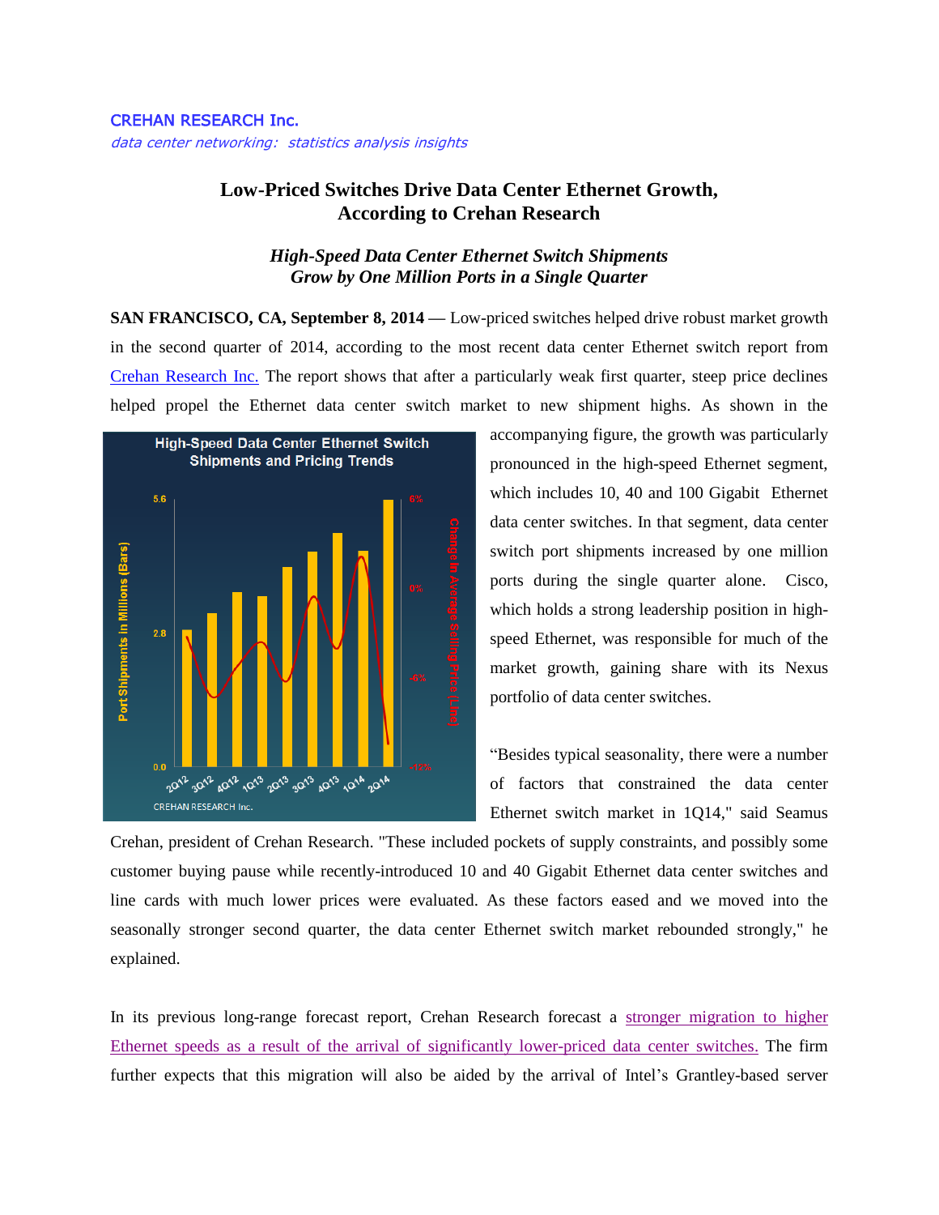CREHAN RESEARCH Inc.

*data center networking: statistics analysis insights*

# Low-Priced Switches Drive Data Center Ethernet Growth, According to Crehan Research

### *High-Speed Data Center Ethernet Switch Shipments Grow by One Million Ports in a Single Quarter*

**SAN FRANCISCO, CA, September 8, 2014** — Low-priced switches helped drive robust market growth in the second quarter of 2014, according to the most recent data center Ethernet switch report from Crehan Research Inc. The report shows that after a particularly weak first quarter, steep price declines helped propel the Ethernet data center switch market to new shipment highs. As shown in the accompanying figure, the growth was particularly pronounced in the high-speed Ethernet segment, which includes 10, 40 and 100 Gigabit Ethernet data center switches. In that segment, data center switch port shipments increased by one million ports during the single quarter alone. Cisco, which holds a strong leadership position in high-speed Ethernet, was responsible for much of the market growth, gaining share with its Nexus portfolio of data center switches.

"Besides typical seasonality, there were a number of factors that constrained the data center Ethernet switch market in 1Q14," said Seamus Crehan, president of Crehan Research. "These included pockets of supply constraints, and possibly some customer buying pause while recently-introduced 10 and 40 Gigabit Ethernet data center switches and line cards with much lower prices were evaluated. As these factors eased and we moved into the seasonally stronger second quarter, the data center Ethernet switch market rebounded strongly," he explained.

In its previous long-range forecast report, Crehan Research forecast a stronger migration to higher Ethernet speeds as a result of the arrival of significantly lower-priced data center switches. The firm further expects that this migration will also be aided by the arrival of Intel's Grantley-based server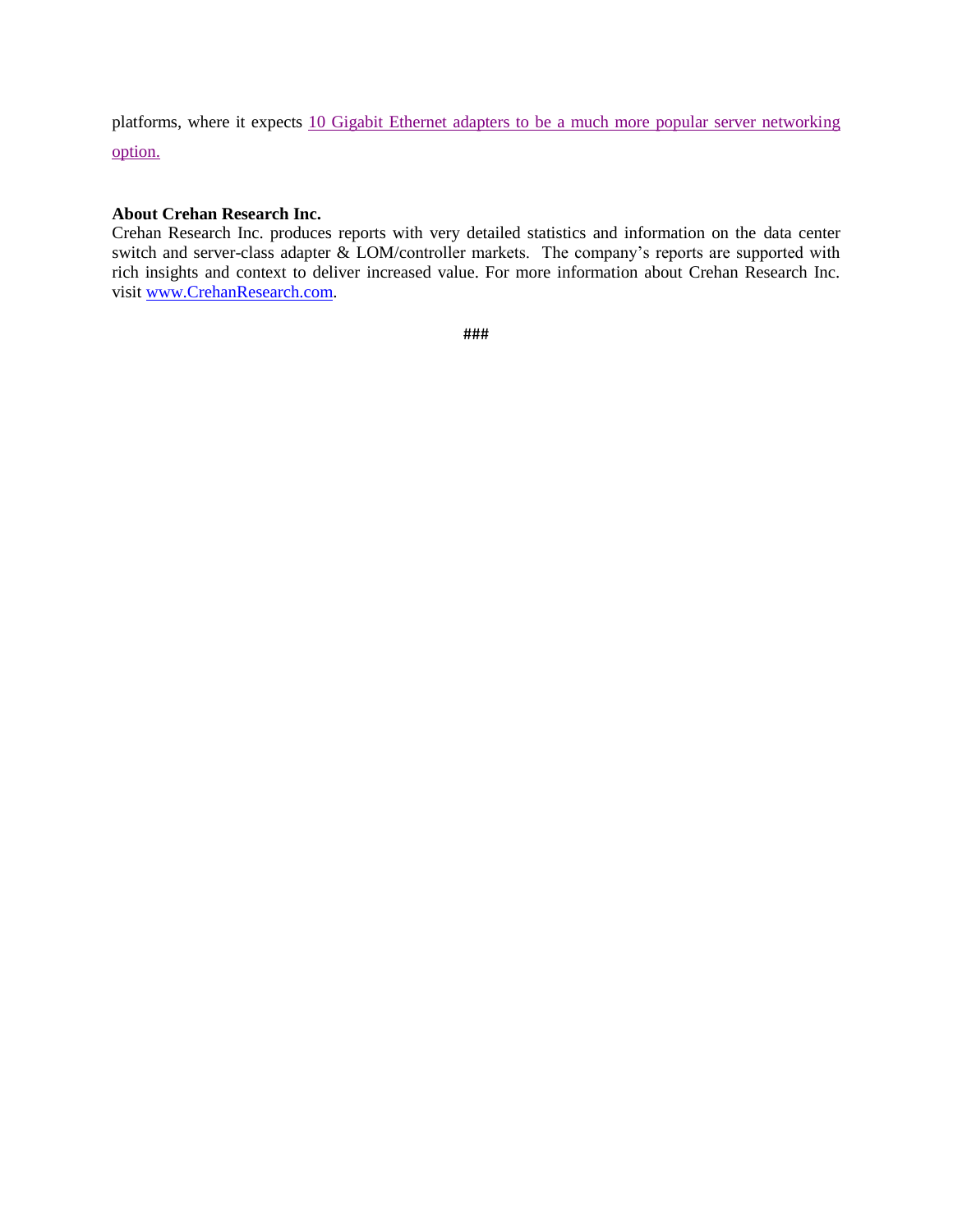platforms, where it expects 10 Gigabit Ethernet adapters to be a much more popular server networking option.

**About Crehan Research Inc.**
Crehan Research Inc. produces reports with very detailed statistics and information on the data center switch and server-class adapter & LOM/controller markets. The company's reports are supported with rich insights and context to deliver increased value. For more information about Crehan Research Inc. visit www.CrehanResearch.com.

###